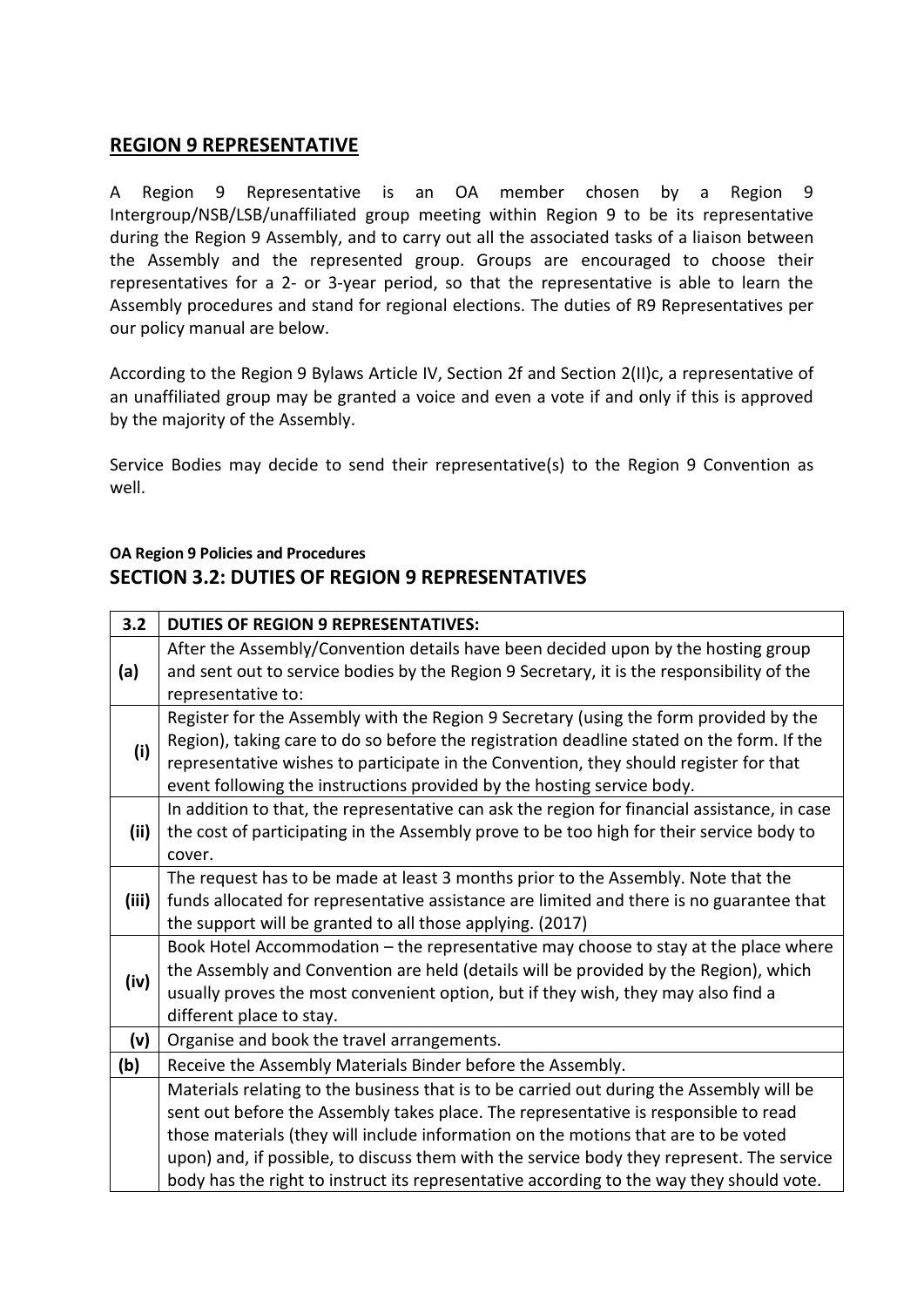## REGION 9 REPRESENTATIVE

A Region 9 Representative is an OA member chosen by a Region 9 Intergroup/NSB/LSB/unaffiliated group meeting within Region 9 to be its representative during the Region 9 Assembly, and to carry out all the associated tasks of a liaison between the Assembly and the represented group. Groups are encouraged to choose their representatives for a 2- or 3-year period, so that the representative is able to learn the Assembly procedures and stand for regional elections. The duties of R9 Representatives per our policy manual are below.

According to the Region 9 Bylaws Article IV, Section 2f and Section 2(II)c, a representative of an unaffiliated group may be granted a voice and even a vote if and only if this is approved by the majority of the Assembly.

Service Bodies may decide to send their representative(s) to the Region 9 Convention as well.

**OA Region 9 Policies and Procedures**

### SECTION 3.2: DUTIES OF REGION 9 REPRESENTATIVES

| 3.2 | DUTIES OF REGION 9 REPRESENTATIVES: |
|---|---|
| (a) | After the Assembly/Convention details have been decided upon by the hosting group and sent out to service bodies by the Region 9 Secretary, it is the responsibility of the representative to: |
| (i) | Register for the Assembly with the Region 9 Secretary (using the form provided by the Region), taking care to do so before the registration deadline stated on the form. If the representative wishes to participate in the Convention, they should register for that event following the instructions provided by the hosting service body. |
| (ii) | In addition to that, the representative can ask the region for financial assistance, in case the cost of participating in the Assembly prove to be too high for their service body to cover. |
| (iii) | The request has to be made at least 3 months prior to the Assembly. Note that the funds allocated for representative assistance are limited and there is no guarantee that the support will be granted to all those applying. (2017) |
| (iv) | Book Hotel Accommodation – the representative may choose to stay at the place where the Assembly and Convention are held (details will be provided by the Region), which usually proves the most convenient option, but if they wish, they may also find a different place to stay. |
| (v) | Organise and book the travel arrangements. |
| (b) | Receive the Assembly Materials Binder before the Assembly. |
| | Materials relating to the business that is to be carried out during the Assembly will be sent out before the Assembly takes place. The representative is responsible to read those materials (they will include information on the motions that are to be voted upon) and, if possible, to discuss them with the service body they represent. The service body has the right to instruct its representative according to the way they should vote. |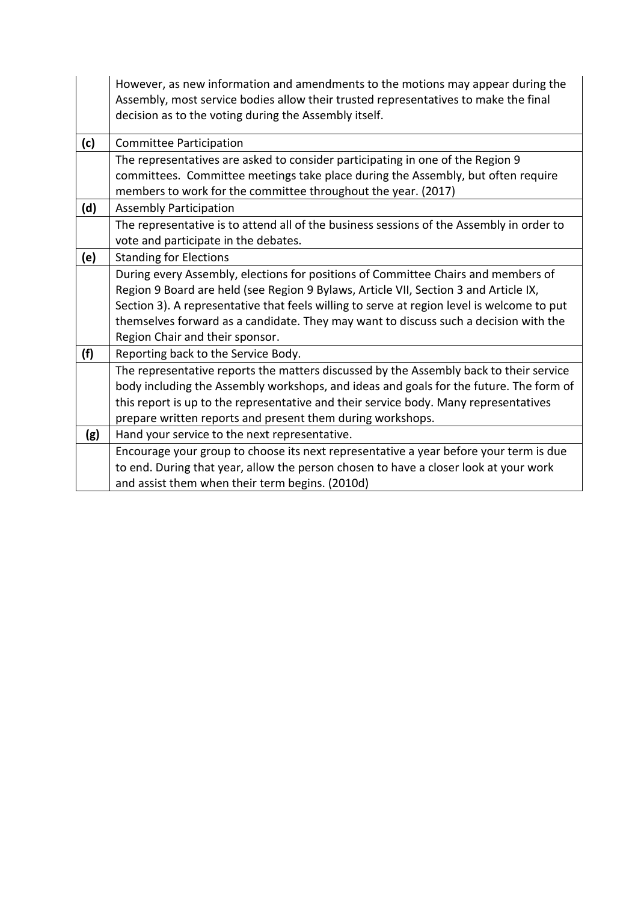| | |
|---|---|
| | However, as new information and amendments to the motions may appear during the Assembly, most service bodies allow their trusted representatives to make the final decision as to the voting during the Assembly itself. |
| **(c)** | Committee Participation |
| | The representatives are asked to consider participating in one of the Region 9 committees. Committee meetings take place during the Assembly, but often require members to work for the committee throughout the year. (2017) |
| **(d)** | Assembly Participation |
| | The representative is to attend all of the business sessions of the Assembly in order to vote and participate in the debates. |
| **(e)** | Standing for Elections |
| | During every Assembly, elections for positions of Committee Chairs and members of Region 9 Board are held (see Region 9 Bylaws, Article VII, Section 3 and Article IX, Section 3). A representative that feels willing to serve at region level is welcome to put themselves forward as a candidate. They may want to discuss such a decision with the Region Chair and their sponsor. |
| **(f)** | Reporting back to the Service Body. |
| | The representative reports the matters discussed by the Assembly back to their service body including the Assembly workshops, and ideas and goals for the future. The form of this report is up to the representative and their service body. Many representatives prepare written reports and present them during workshops. |
| **(g)** | Hand your service to the next representative. |
| | Encourage your group to choose its next representative a year before your term is due to end. During that year, allow the person chosen to have a closer look at your work and assist them when their term begins. (2010d) |